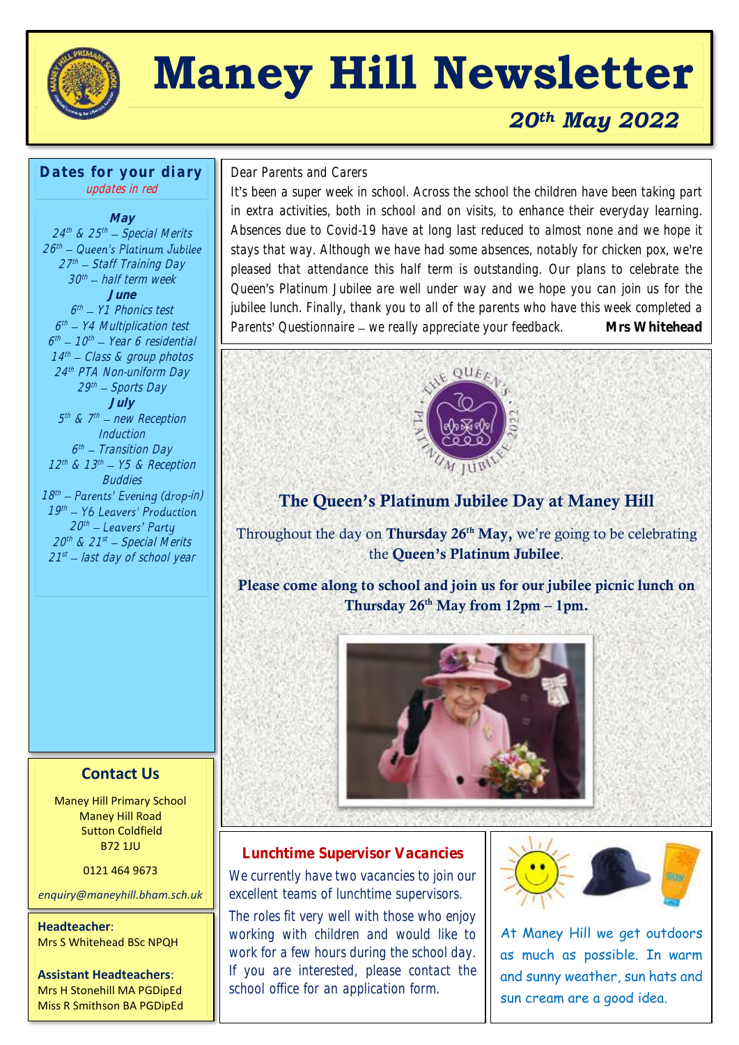# Maney Hill Newsletter

## *20th May 2022*

### Dates for your diary

*updates in red*

**May**

*24th & 25th – Special Merits*
*26th – Queen's Platinum Jubilee*
*27th – Staff Training Day*
*30th – half term week*

**June**

*6th – Y1 Phonics test*
*6th – Y4 Multiplication test*
*6th – 10th – Year 6 residential*
*14th – Class & group photos*
*24th PTA Non-uniform Day*
*29th – Sports Day*

**July**

*5th & 7th – new Reception Induction*
*6th – Transition Day*
*12th & 13th – Y5 & Reception Buddies*
*18th – Parents' Evening (drop-in)*
*19th – Y6 Leavers' Production*
*20th – Leavers' Party*
*20th & 21st – Special Merits*
*21st – last day of school year*

### Contact Us

Maney Hill Primary School
Maney Hill Road
Sutton Coldfield
B72 1JU

0121 464 9673

*enquiry@maneyhill.bham.sch.uk*

**Headteacher**:
Mrs S Whitehead BSc NPQH

**Assistant Headteachers**:
Mrs H Stonehill MA PGDipEd
Miss R Smithson BA PGDipEd

Dear Parents and Carers

It's been a super week in school. Across the school the children have been taking part in extra activities, both in school and on visits, to enhance their everyday learning. Absences due to Covid-19 have at long last reduced to almost none and we hope it stays that way. Although we have had some absences, notably for chicken pox, we're pleased that attendance this half term is outstanding. Our plans to celebrate the Queen's Platinum Jubilee are well under way and we hope you can join us for the jubilee lunch. Finally, thank you to all of the parents who have this week completed a Parents' Questionnaire – we really appreciate your feedback. **Mrs Whitehead**

## The Queen's Platinum Jubilee Day at Maney Hill

Throughout the day on **Thursday 26th May,** we're going to be celebrating the **Queen's Platinum Jubilee**.

**Please come along to school and join us for our jubilee picnic lunch on Thursday 26th May from 12pm – 1pm.**

### Lunchtime Supervisor Vacancies

We currently have two vacancies to join our excellent teams of lunchtime supervisors.

The roles fit very well with those who enjoy working with children and would like to work for a few hours during the school day. If you are interested, please contact the school office for an application form.

At Maney Hill we get outdoors as much as possible. In warm and sunny weather, sun hats and sun cream are a good idea.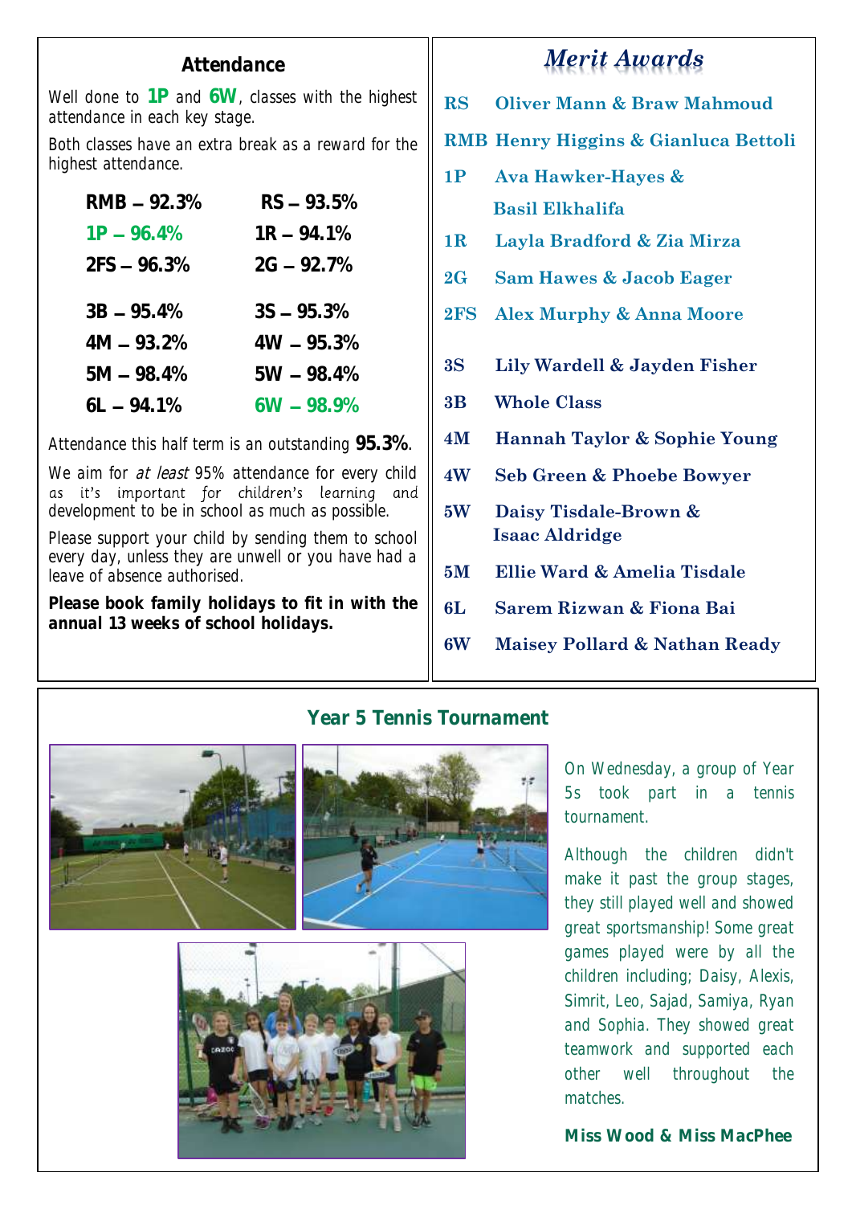## Attendance

Well done to **1P** and **6W**, classes with the highest attendance in each key stage.

Both classes have an extra break as a reward for the highest attendance.

| | |
|---|---|
| **RMB – 92.3%** | **RS – 93.5%** |
| **1P – 96.4%** | **1R – 94.1%** |
| **2FS – 96.3%** | **2G – 92.7%** |
| **3B – 95.4%** | **3S – 95.3%** |
| **4M – 93.2%** | **4W – 95.3%** |
| **5M – 98.4%** | **5W – 98.4%** |
| **6L – 94.1%** | **6W – 98.9%** |

Attendance this half term is an outstanding **95.3%**.

We aim for *at least* 95% attendance for every child as it's important for children's learning and development to be in school as much as possible.

Please support your child by sending them to school every day, unless they are unwell or you have had a leave of absence authorised.

**Please book family holidays to fit in with the annual 13 weeks of school holidays.**

## *Merit Awards*

| | |
|---|---|
| **RS** | **Oliver Mann & Braw Mahmoud** |
| **RMB** | **Henry Higgins & Gianluca Bettoli** |
| **1P** | **Ava Hawker-Hayes & Basil Elkhalifa** |
| **1R** | **Layla Bradford & Zia Mirza** |
| **2G** | **Sam Hawes & Jacob Eager** |
| **2FS** | **Alex Murphy & Anna Moore** |
| **3S** | **Lily Wardell & Jayden Fisher** |
| **3B** | **Whole Class** |
| **4M** | **Hannah Taylor & Sophie Young** |
| **4W** | **Seb Green & Phoebe Bowyer** |
| **5W** | **Daisy Tisdale-Brown & Isaac Aldridge** |
| **5M** | **Ellie Ward & Amelia Tisdale** |
| **6L** | **Sarem Rizwan & Fiona Bai** |
| **6W** | **Maisey Pollard & Nathan Ready** |

## Year 5 Tennis Tournament

On Wednesday, a group of Year 5s took part in a tennis tournament.

Although the children didn't make it past the group stages, they still played well and showed great sportsmanship! Some great games played were by all the children including; Daisy, Alexis, Simrit, Leo, Sajad, Samiya, Ryan and Sophia. They showed great teamwork and supported each other well throughout the matches.

**Miss Wood & Miss MacPhee**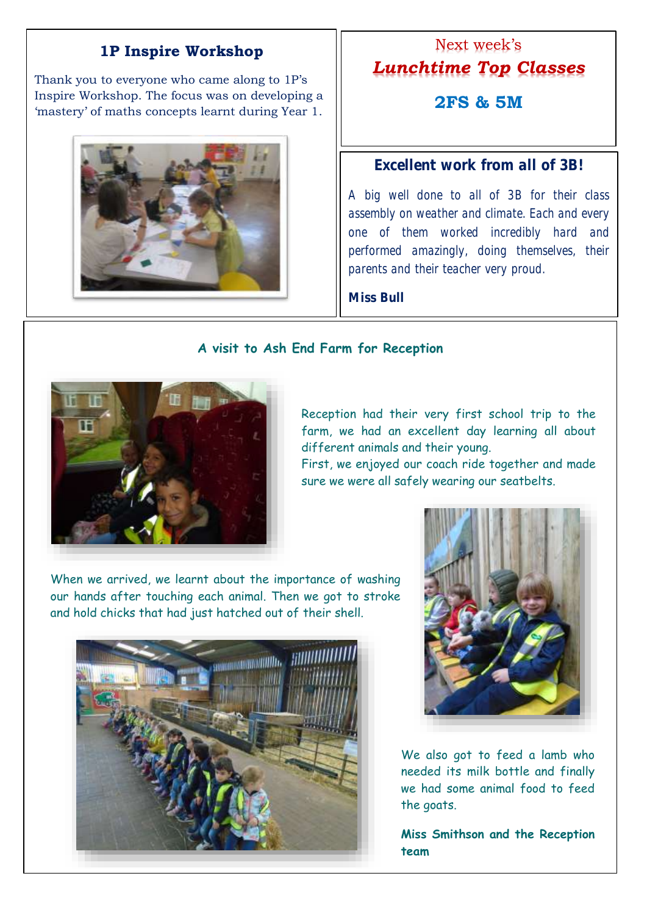## 1P Inspire Workshop

Thank you to everyone who came along to 1P's Inspire Workshop. The focus was on developing a 'mastery' of maths concepts learnt during Year 1.

Next week's

## *Lunchtime Top Classes*

## 2FS & 5M

## Excellent work from all of 3B!

A big well done to all of 3B for their class assembly on weather and climate. Each and every one of them worked incredibly hard and performed amazingly, doing themselves, their parents and their teacher very proud.

**Miss Bull**

## A visit to Ash End Farm for Reception

Reception had their very first school trip to the farm, we had an excellent day learning all about different animals and their young.
First, we enjoyed our coach ride together and made sure we were all safely wearing our seatbelts.

When we arrived, we learnt about the importance of washing our hands after touching each animal. Then we got to stroke and hold chicks that had just hatched out of their shell.

We also got to feed a lamb who needed its milk bottle and finally we had some animal food to feed the goats.

**Miss Smithson and the Reception team**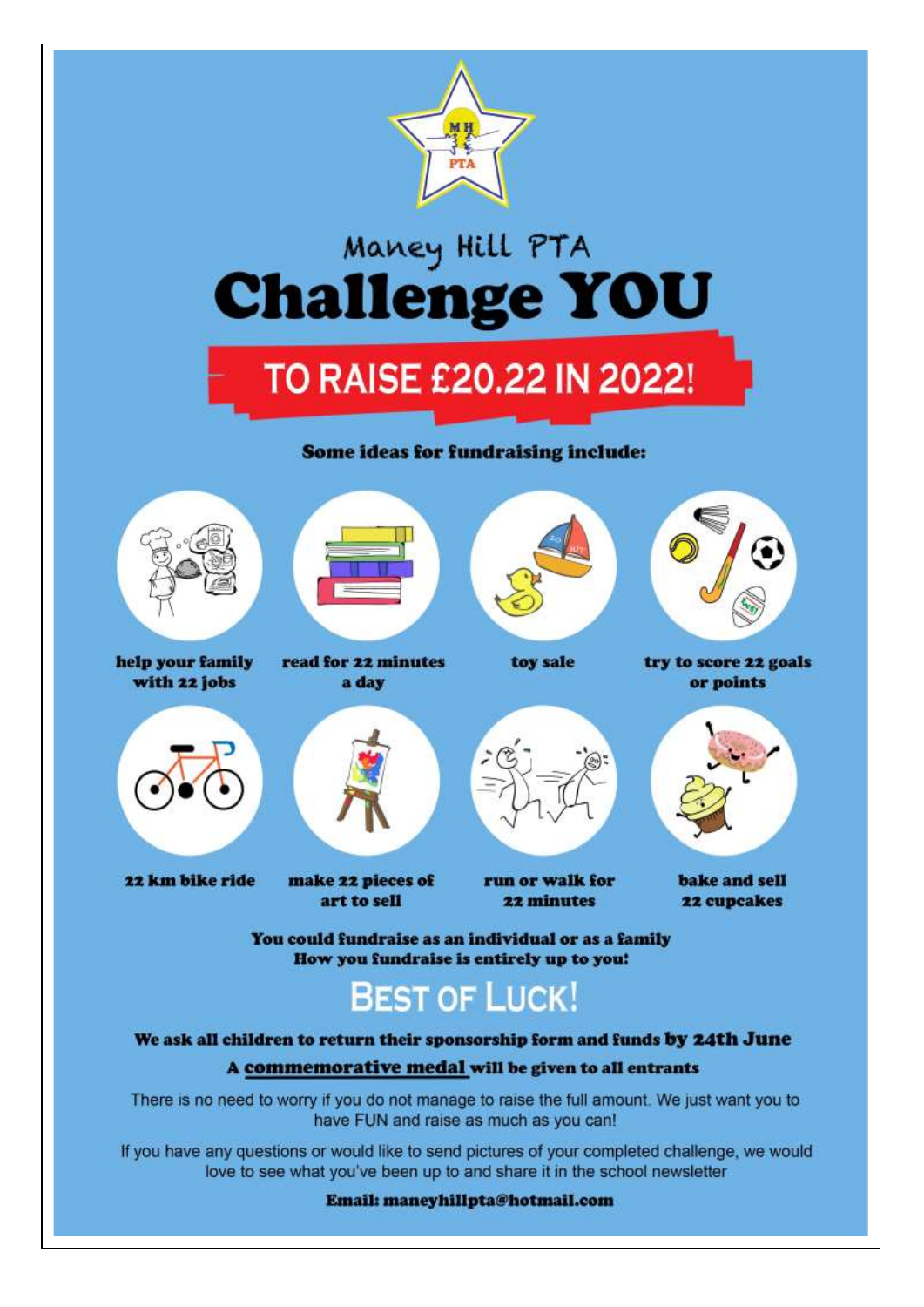Maney Hill PTA

# Challenge YOU

## TO RAISE £20.22 IN 2022!

**Some ideas for fundraising include:**

- help your family with 22 jobs
- read for 22 minutes a day
- toy sale
- try to score 22 goals or points
- 22 km bike ride
- make 22 pieces of art to sell
- run or walk for 22 minutes
- bake and sell 22 cupcakes

**You could fundraise as an individual or as a family**
**How you fundraise is entirely up to you!**

## BEST OF LUCK!

**We ask all children to return their sponsorship form and funds by 24th June**

**A commemorative medal will be given to all entrants**

There is no need to worry if you do not manage to raise the full amount. We just want you to have FUN and raise as much as you can!

If you have any questions or would like to send pictures of your completed challenge, we would love to see what you've been up to and share it in the school newsletter

**Email: maneyhillpta@hotmail.com**